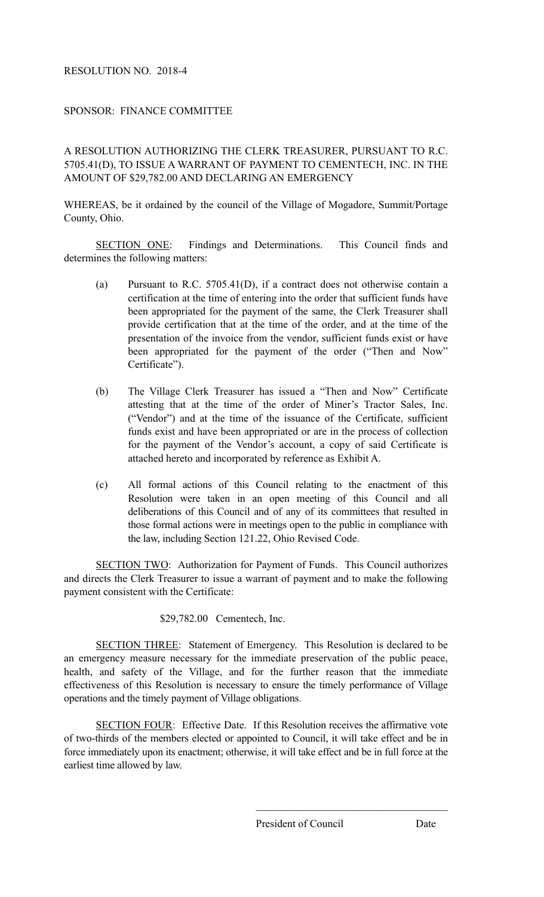RESOLUTION NO. 2018-4

SPONSOR: FINANCE COMMITTEE

A RESOLUTION AUTHORIZING THE CLERK TREASURER, PURSUANT TO R.C. 5705.41(D), TO ISSUE A WARRANT OF PAYMENT TO CEMENTECH, INC. IN THE AMOUNT OF $29,782.00 AND DECLARING AN EMERGENCY

WHEREAS, be it ordained by the council of the Village of Mogadore, Summit/Portage County, Ohio.

<u>SECTION ONE</u>: Findings and Determinations. This Council finds and determines the following matters:

(a) Pursuant to R.C. 5705.41(D), if a contract does not otherwise contain a certification at the time of entering into the order that sufficient funds have been appropriated for the payment of the same, the Clerk Treasurer shall provide certification that at the time of the order, and at the time of the presentation of the invoice from the vendor, sufficient funds exist or have been appropriated for the payment of the order ("Then and Now" Certificate").

(b) The Village Clerk Treasurer has issued a "Then and Now" Certificate attesting that at the time of the order of Miner's Tractor Sales, Inc. ("Vendor") and at the time of the issuance of the Certificate, sufficient funds exist and have been appropriated or are in the process of collection for the payment of the Vendor's account, a copy of said Certificate is attached hereto and incorporated by reference as Exhibit A.

(c) All formal actions of this Council relating to the enactment of this Resolution were taken in an open meeting of this Council and all deliberations of this Council and of any of its committees that resulted in those formal actions were in meetings open to the public in compliance with the law, including Section 121.22, Ohio Revised Code.

<u>SECTION TWO</u>: Authorization for Payment of Funds. This Council authorizes and directs the Clerk Treasurer to issue a warrant of payment and to make the following payment consistent with the Certificate:

$29,782.00 Cementech, Inc.

<u>SECTION THREE</u>: Statement of Emergency. This Resolution is declared to be an emergency measure necessary for the immediate preservation of the public peace, health, and safety of the Village, and for the further reason that the immediate effectiveness of this Resolution is necessary to ensure the timely performance of Village operations and the timely payment of Village obligations.

<u>SECTION FOUR</u>: Effective Date. If this Resolution receives the affirmative vote of two-thirds of the members elected or appointed to Council, it will take effect and be in force immediately upon its enactment; otherwise, it will take effect and be in full force at the earliest time allowed by law.

\_\_\_\_\_\_\_\_\_\_\_\_\_\_\_\_\_\_\_\_\_\_\_\_\_\_\_\_\_\_\_\_\_\_\_\_

President of Council Date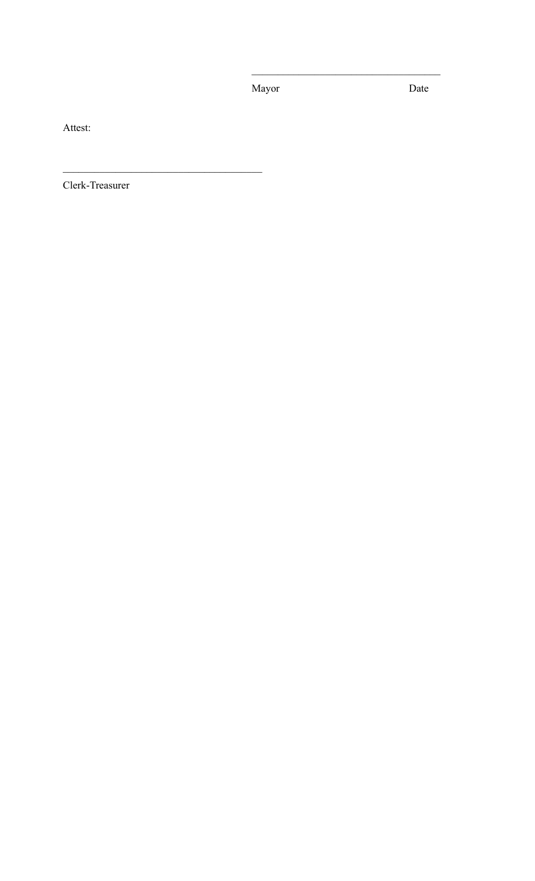\_\_\_\_\_\_\_\_\_\_\_\_\_\_\_\_\_\_\_\_\_\_\_\_\_\_\_\_\_\_\_\_\_\_\_\_\_\_

Mayor Date

Attest:

\_\_\_\_\_\_\_\_\_\_\_\_\_\_\_\_\_\_\_\_\_\_\_\_\_\_\_\_\_\_\_\_\_\_\_\_\_\_

Clerk-Treasurer